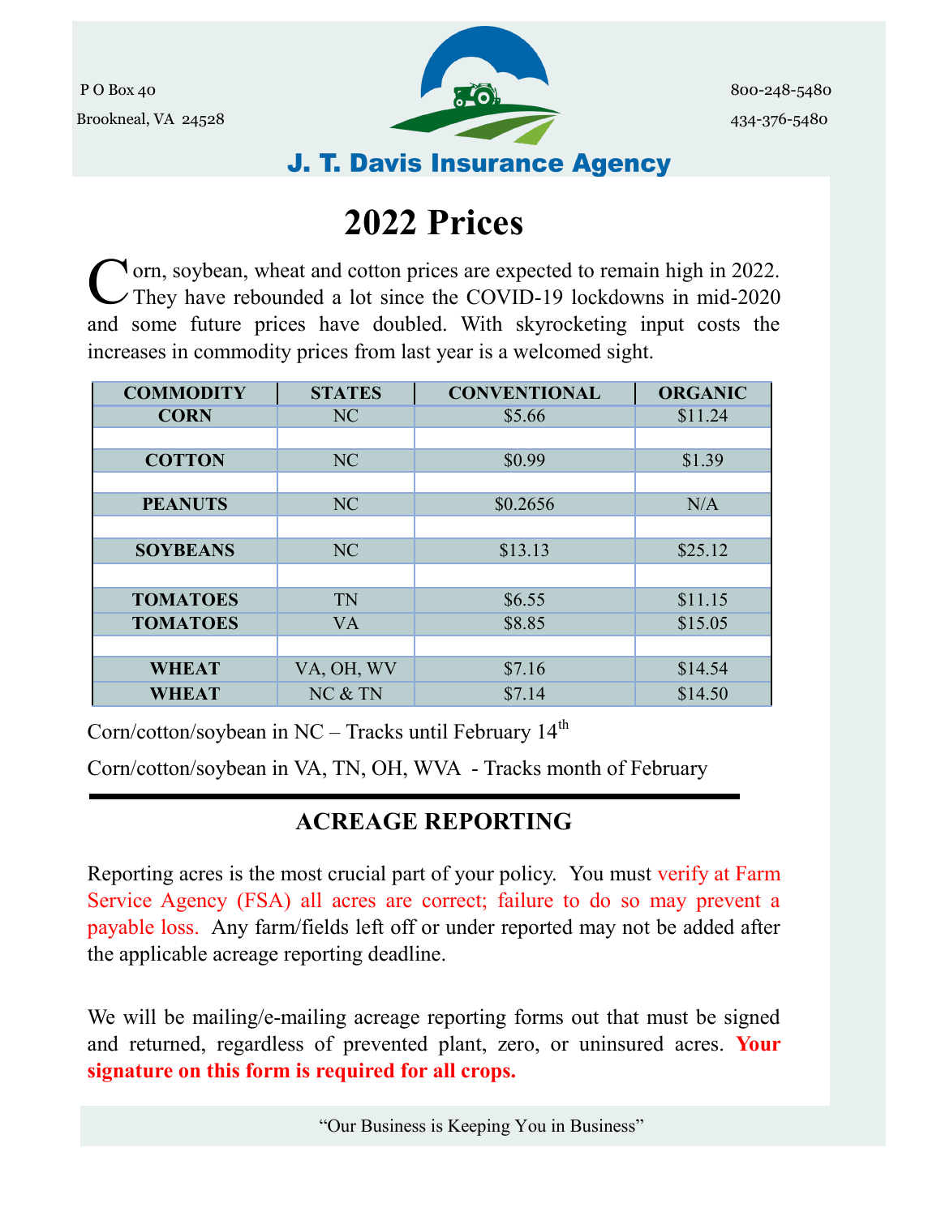P O Box 40

Brookneal, VA 24528

800-248-5480

434-376-5480

**J. T. Davis Insurance Agency**

# 2022 Prices

Corn, soybean, wheat and cotton prices are expected to remain high in 2022. They have rebounded a lot since the COVID-19 lockdowns in mid-2020 and some future prices have doubled. With skyrocketing input costs the increases in commodity prices from last year is a welcomed sight.

| COMMODITY | STATES | CONVENTIONAL | ORGANIC |
|---|---|---|---|
| **CORN** | NC | $5.66 | $11.24 |
| | | | |
| **COTTON** | NC | $0.99 | $1.39 |
| | | | |
| **PEANUTS** | NC | $0.2656 | N/A |
| | | | |
| **SOYBEANS** | NC | $13.13 | $25.12 |
| | | | |
| **TOMATOES** | TN | $6.55 | $11.15 |
| **TOMATOES** | VA | $8.85 | $15.05 |
| | | | |
| **WHEAT** | VA, OH, WV | $7.16 | $14.54 |
| **WHEAT** | NC & TN | $7.14 | $14.50 |

Corn/cotton/soybean in NC – Tracks until February 14th

Corn/cotton/soybean in VA, TN, OH, WVA - Tracks month of February

## ACREAGE REPORTING

Reporting acres is the most crucial part of your policy. You must verify at Farm Service Agency (FSA) all acres are correct; failure to do so may prevent a payable loss. Any farm/fields left off or under reported may not be added after the applicable acreage reporting deadline.

We will be mailing/e-mailing acreage reporting forms out that must be signed and returned, regardless of prevented plant, zero, or uninsured acres. **Your signature on this form is required for all crops.**

"Our Business is Keeping You in Business"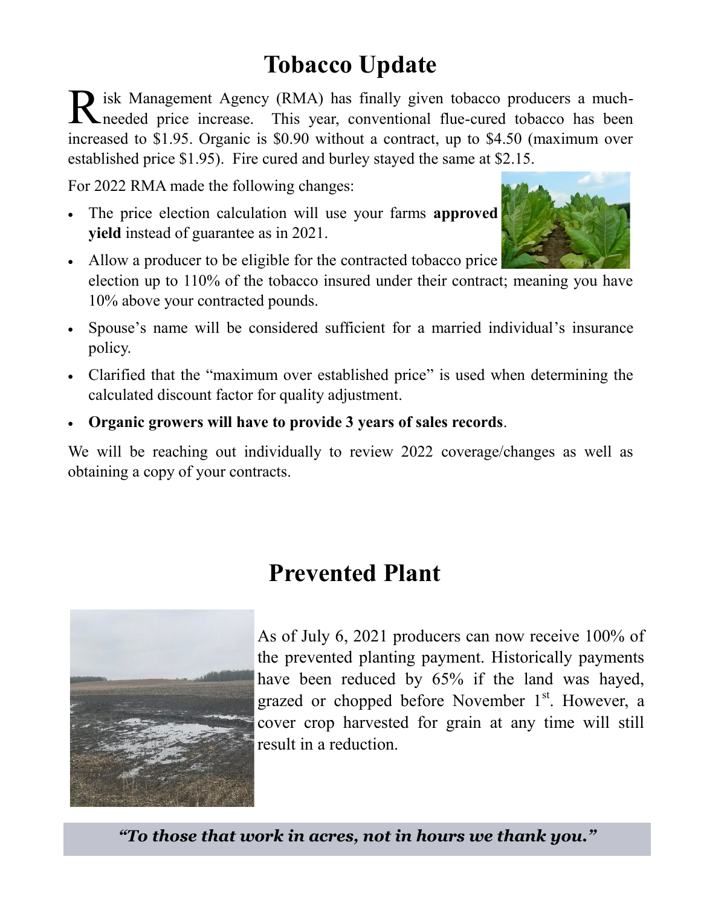# Tobacco Update

Risk Management Agency (RMA) has finally given tobacco producers a much-needed price increase. This year, conventional flue-cured tobacco has been increased to \$1.95. Organic is \$0.90 without a contract, up to \$4.50 (maximum over established price \$1.95). Fire cured and burley stayed the same at \$2.15.

For 2022 RMA made the following changes:

- The price election calculation will use your farms **approved yield** instead of guarantee as in 2021.
- Allow a producer to be eligible for the contracted tobacco price election up to 110% of the tobacco insured under their contract; meaning you have 10% above your contracted pounds.
- Spouse's name will be considered sufficient for a married individual's insurance policy.
- Clarified that the "maximum over established price" is used when determining the calculated discount factor for quality adjustment.
- **Organic growers will have to provide 3 years of sales records**.

We will be reaching out individually to review 2022 coverage/changes as well as obtaining a copy of your contracts.

# Prevented Plant

As of July 6, 2021 producers can now receive 100% of the prevented planting payment. Historically payments have been reduced by 65% if the land was hayed, grazed or chopped before November 1st. However, a cover crop harvested for grain at any time will still result in a reduction.

***"To those that work in acres, not in hours we thank you."***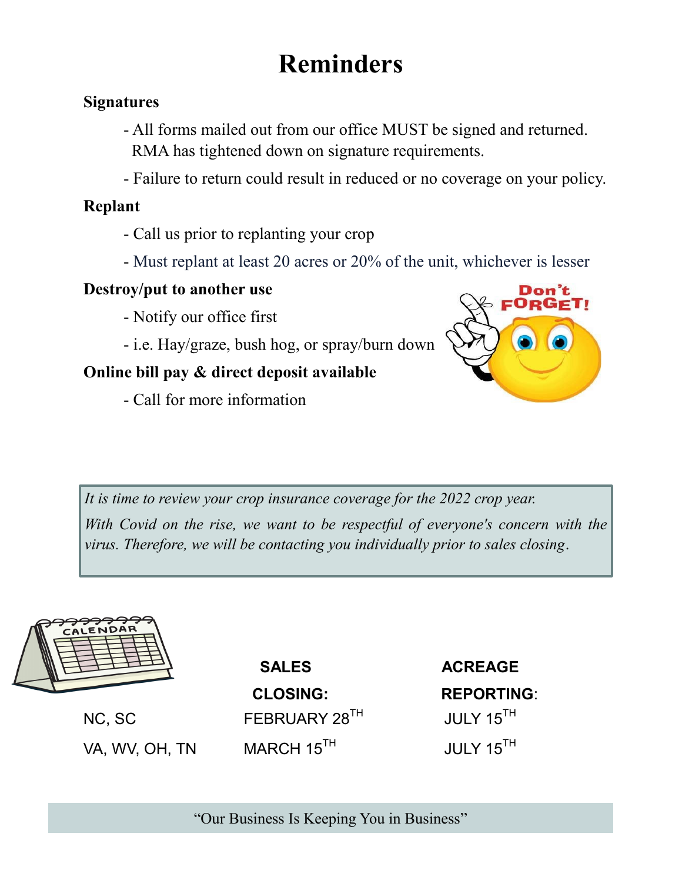# Reminders

**Signatures**

- All forms mailed out from our office MUST be signed and returned. RMA has tightened down on signature requirements.
- Failure to return could result in reduced or no coverage on your policy.

**Replant**

- Call us prior to replanting your crop
- Must replant at least 20 acres or 20% of the unit, whichever is lesser

**Destroy/put to another use**

- Notify our office first
- i.e. Hay/graze, bush hog, or spray/burn down

**Online bill pay & direct deposit available**

- Call for more information

> *It is time to review your crop insurance coverage for the 2022 crop year.*
>
> *With Covid on the rise, we want to be respectful of everyone's concern with the virus. Therefore, we will be contacting you individually prior to sales closing.*

| | **SALES CLOSING:** | **ACREAGE REPORTING:** |
|---|---|---|
| NC, SC | FEBRUARY 28TH | JULY 15TH |
| VA, WV, OH, TN | MARCH 15TH | JULY 15TH |

"Our Business Is Keeping You in Business"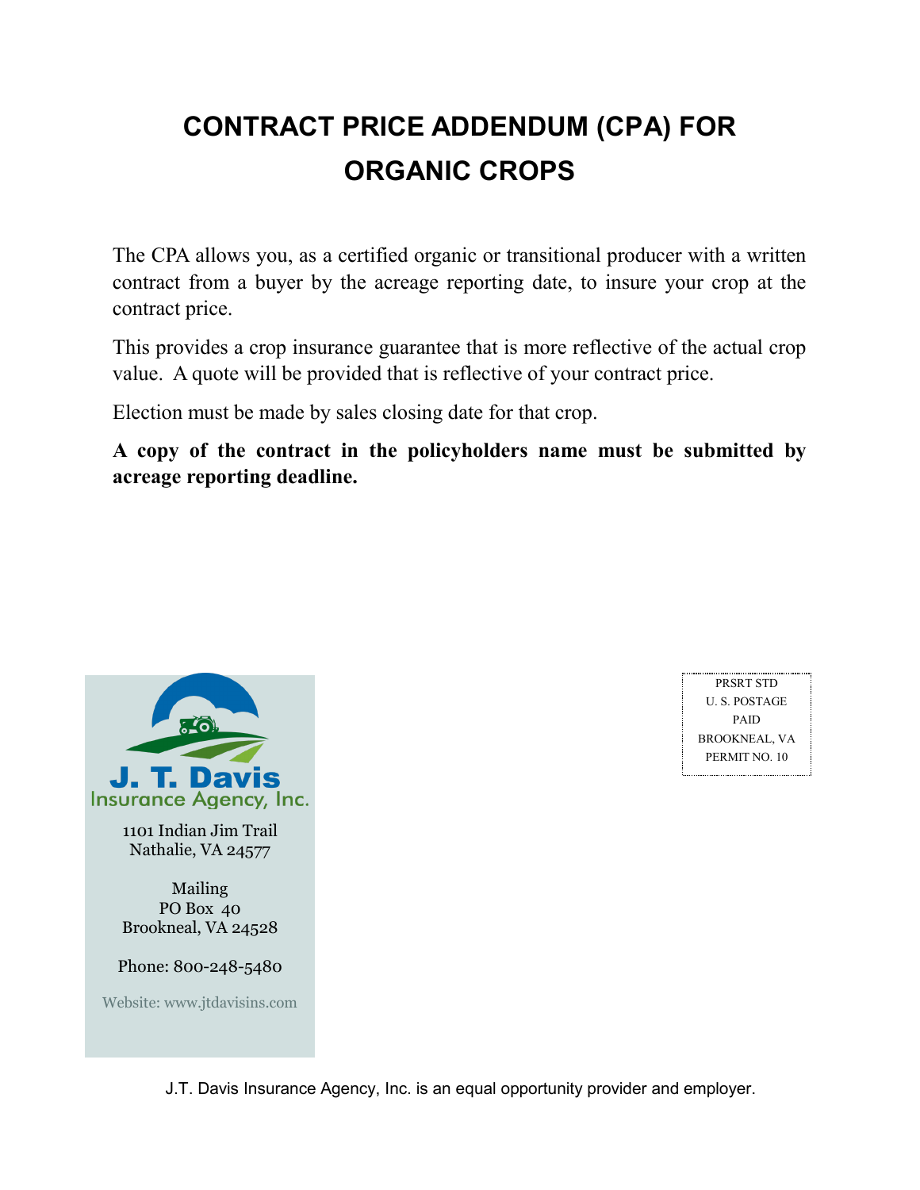# CONTRACT PRICE ADDENDUM (CPA) FOR ORGANIC CROPS

The CPA allows you, as a certified organic or transitional producer with a written contract from a buyer by the acreage reporting date, to insure your crop at the contract price.

This provides a crop insurance guarantee that is more reflective of the actual crop value. A quote will be provided that is reflective of your contract price.

Election must be made by sales closing date for that crop.

**A copy of the contract in the policyholders name must be submitted by acreage reporting deadline.**

J. T. Davis
Insurance Agency, Inc.

1101 Indian Jim Trail
Nathalie, VA 24577

Mailing
PO Box 40
Brookneal, VA 24528

Phone: 800-248-5480

Website: www.jtdavisins.com

PRSRT STD
U. S. POSTAGE
PAID
BROOKNEAL, VA
PERMIT NO. 10

J.T. Davis Insurance Agency, Inc. is an equal opportunity provider and employer.